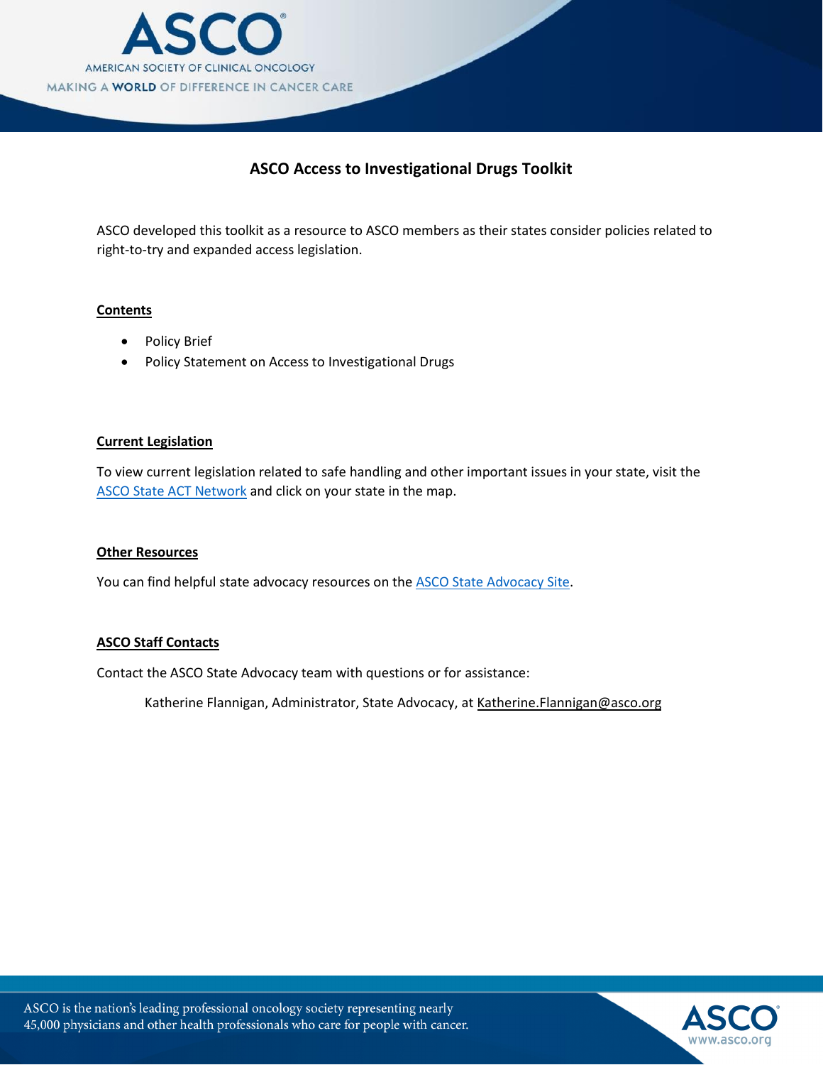# ASCO Access to Investigational Drugs Toolkit

ASCO developed this toolkit as a resource to ASCO members as their states consider policies related to right-to-try and expanded access legislation.

## Contents

- Policy Brief
- Policy Statement on Access to Investigational Drugs

## Current Legislation

To view current legislation related to safe handling and other important issues in your state, visit the ASCO State ACT Network and click on your state in the map.

## Other Resources

You can find helpful state advocacy resources on the ASCO State Advocacy Site.

## ASCO Staff Contacts

Contact the ASCO State Advocacy team with questions or for assistance:

Katherine Flannigan, Administrator, State Advocacy, at Katherine.Flannigan@asco.org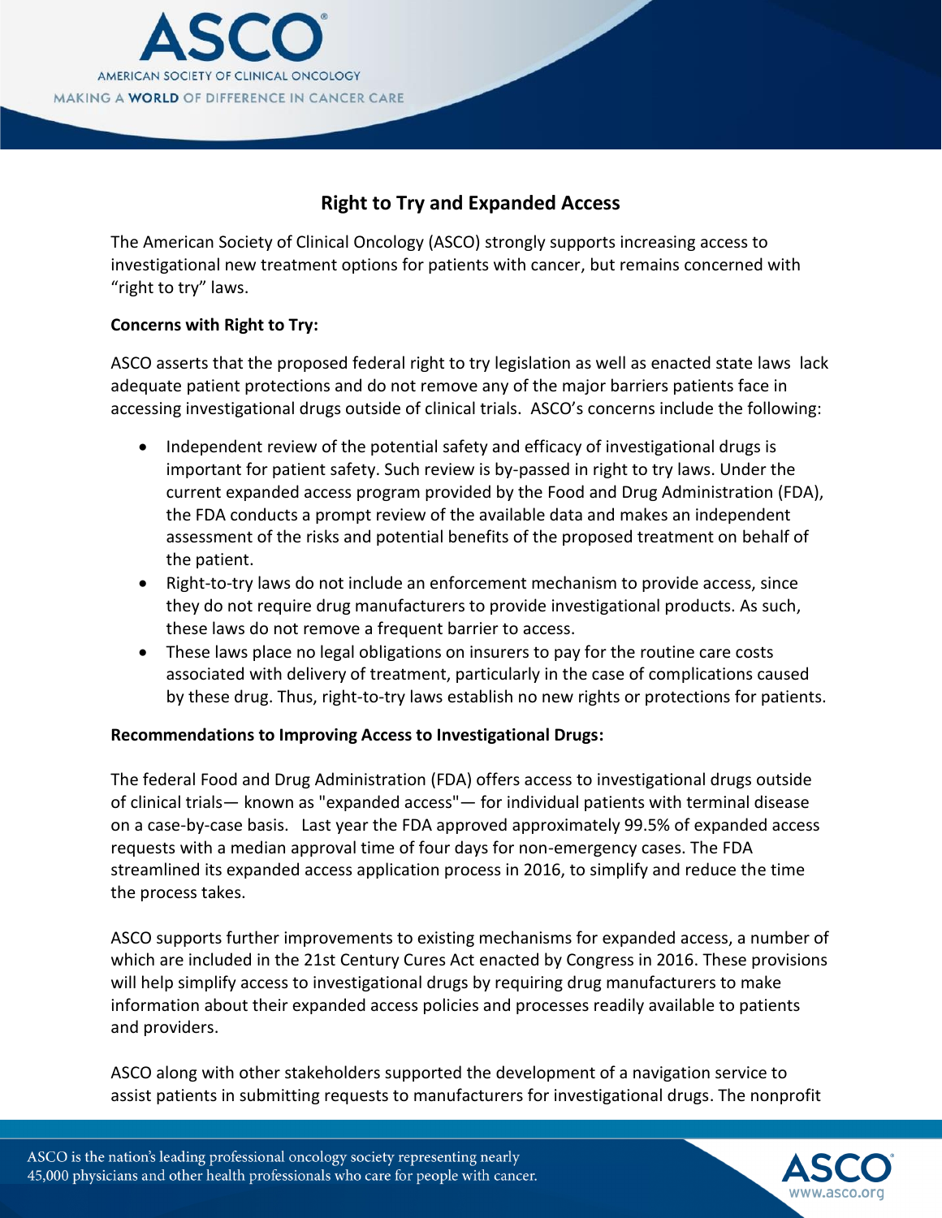## Right to Try and Expanded Access

The American Society of Clinical Oncology (ASCO) strongly supports increasing access to investigational new treatment options for patients with cancer, but remains concerned with "right to try" laws.

**Concerns with Right to Try:**

ASCO asserts that the proposed federal right to try legislation as well as enacted state laws lack adequate patient protections and do not remove any of the major barriers patients face in accessing investigational drugs outside of clinical trials. ASCO's concerns include the following:

- Independent review of the potential safety and efficacy of investigational drugs is important for patient safety. Such review is by-passed in right to try laws. Under the current expanded access program provided by the Food and Drug Administration (FDA), the FDA conducts a prompt review of the available data and makes an independent assessment of the risks and potential benefits of the proposed treatment on behalf of the patient.
- Right-to-try laws do not include an enforcement mechanism to provide access, since they do not require drug manufacturers to provide investigational products. As such, these laws do not remove a frequent barrier to access.
- These laws place no legal obligations on insurers to pay for the routine care costs associated with delivery of treatment, particularly in the case of complications caused by these drug. Thus, right-to-try laws establish no new rights or protections for patients.

**Recommendations to Improving Access to Investigational Drugs:**

The federal Food and Drug Administration (FDA) offers access to investigational drugs outside of clinical trials— known as "expanded access"— for individual patients with terminal disease on a case-by-case basis. Last year the FDA approved approximately 99.5% of expanded access requests with a median approval time of four days for non-emergency cases. The FDA streamlined its expanded access application process in 2016, to simplify and reduce the time the process takes.

ASCO supports further improvements to existing mechanisms for expanded access, a number of which are included in the 21st Century Cures Act enacted by Congress in 2016. These provisions will help simplify access to investigational drugs by requiring drug manufacturers to make information about their expanded access policies and processes readily available to patients and providers.

ASCO along with other stakeholders supported the development of a navigation service to assist patients in submitting requests to manufacturers for investigational drugs. The nonprofit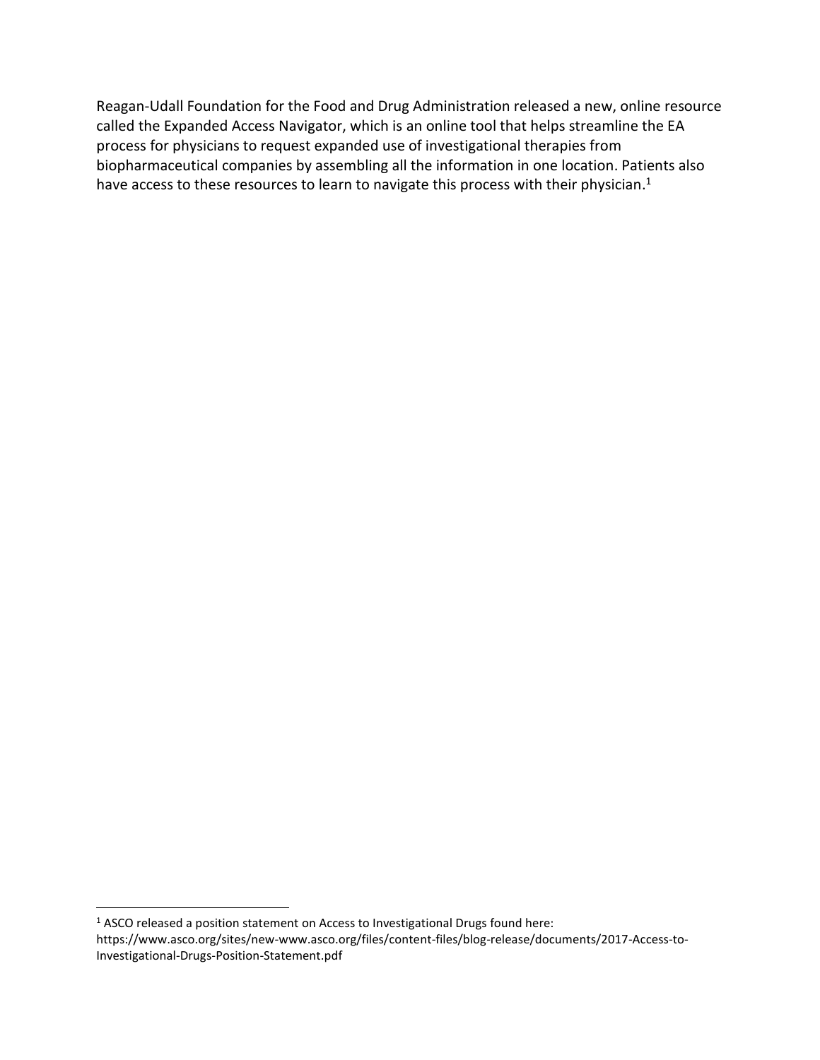Reagan-Udall Foundation for the Food and Drug Administration released a new, online resource called the Expanded Access Navigator, which is an online tool that helps streamline the EA process for physicians to request expanded use of investigational therapies from biopharmaceutical companies by assembling all the information in one location. Patients also have access to these resources to learn to navigate this process with their physician.[1]

---

[1] ASCO released a position statement on Access to Investigational Drugs found here: https://www.asco.org/sites/new-www.asco.org/files/content-files/blog-release/documents/2017-Access-to-Investigational-Drugs-Position-Statement.pdf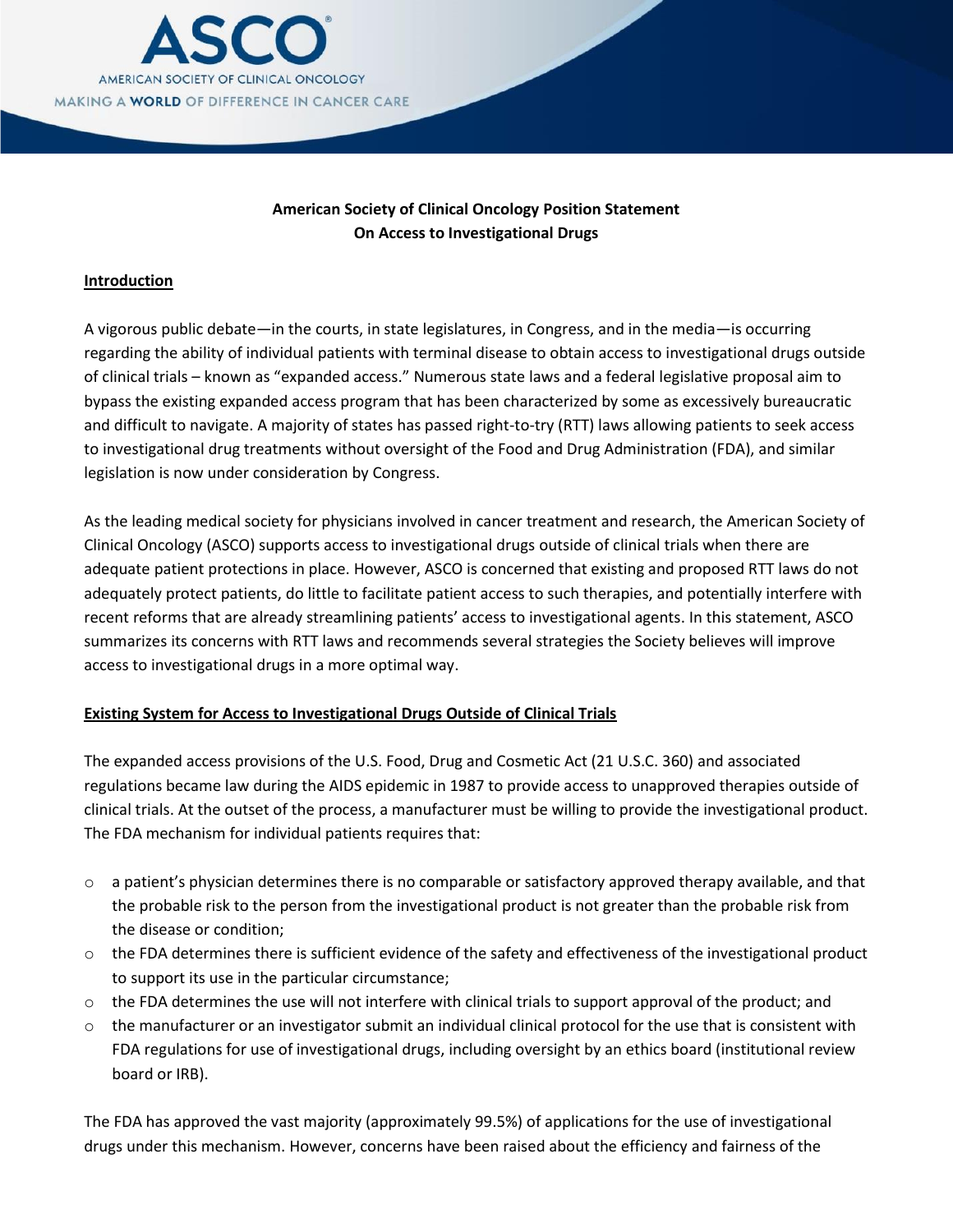**American Society of Clinical Oncology Position Statement**
**On Access to Investigational Drugs**

## Introduction

A vigorous public debate—in the courts, in state legislatures, in Congress, and in the media—is occurring regarding the ability of individual patients with terminal disease to obtain access to investigational drugs outside of clinical trials – known as "expanded access." Numerous state laws and a federal legislative proposal aim to bypass the existing expanded access program that has been characterized by some as excessively bureaucratic and difficult to navigate. A majority of states has passed right-to-try (RTT) laws allowing patients to seek access to investigational drug treatments without oversight of the Food and Drug Administration (FDA), and similar legislation is now under consideration by Congress.

As the leading medical society for physicians involved in cancer treatment and research, the American Society of Clinical Oncology (ASCO) supports access to investigational drugs outside of clinical trials when there are adequate patient protections in place. However, ASCO is concerned that existing and proposed RTT laws do not adequately protect patients, do little to facilitate patient access to such therapies, and potentially interfere with recent reforms that are already streamlining patients' access to investigational agents. In this statement, ASCO summarizes its concerns with RTT laws and recommends several strategies the Society believes will improve access to investigational drugs in a more optimal way.

## Existing System for Access to Investigational Drugs Outside of Clinical Trials

The expanded access provisions of the U.S. Food, Drug and Cosmetic Act (21 U.S.C. 360) and associated regulations became law during the AIDS epidemic in 1987 to provide access to unapproved therapies outside of clinical trials. At the outset of the process, a manufacturer must be willing to provide the investigational product. The FDA mechanism for individual patients requires that:

- a patient's physician determines there is no comparable or satisfactory approved therapy available, and that the probable risk to the person from the investigational product is not greater than the probable risk from the disease or condition;
- the FDA determines there is sufficient evidence of the safety and effectiveness of the investigational product to support its use in the particular circumstance;
- the FDA determines the use will not interfere with clinical trials to support approval of the product; and
- the manufacturer or an investigator submit an individual clinical protocol for the use that is consistent with FDA regulations for use of investigational drugs, including oversight by an ethics board (institutional review board or IRB).

The FDA has approved the vast majority (approximately 99.5%) of applications for the use of investigational drugs under this mechanism. However, concerns have been raised about the efficiency and fairness of the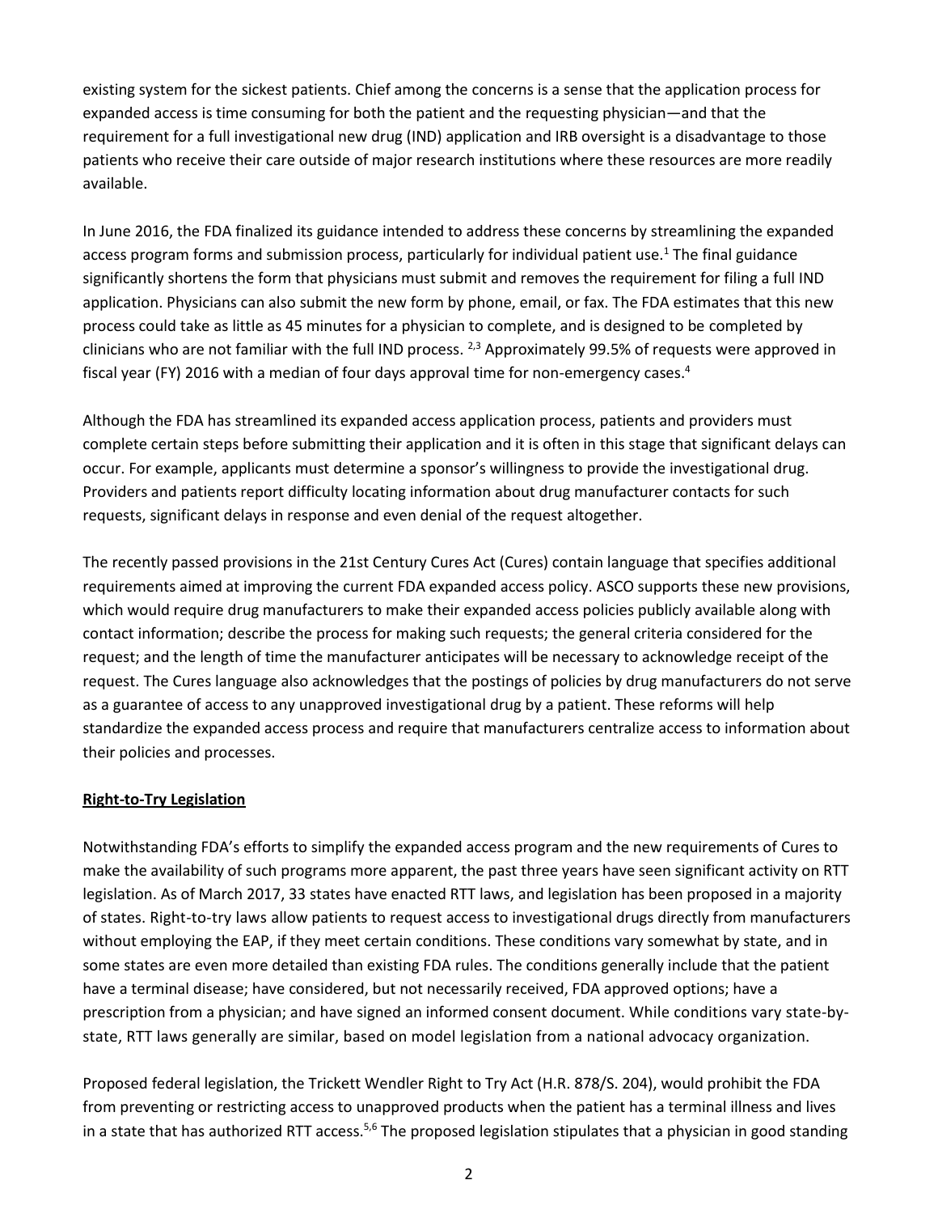existing system for the sickest patients. Chief among the concerns is a sense that the application process for expanded access is time consuming for both the patient and the requesting physician—and that the requirement for a full investigational new drug (IND) application and IRB oversight is a disadvantage to those patients who receive their care outside of major research institutions where these resources are more readily available.

In June 2016, the FDA finalized its guidance intended to address these concerns by streamlining the expanded access program forms and submission process, particularly for individual patient use.[1] The final guidance significantly shortens the form that physicians must submit and removes the requirement for filing a full IND application. Physicians can also submit the new form by phone, email, or fax. The FDA estimates that this new process could take as little as 45 minutes for a physician to complete, and is designed to be completed by clinicians who are not familiar with the full IND process. [2,3] Approximately 99.5% of requests were approved in fiscal year (FY) 2016 with a median of four days approval time for non-emergency cases.[4]

Although the FDA has streamlined its expanded access application process, patients and providers must complete certain steps before submitting their application and it is often in this stage that significant delays can occur. For example, applicants must determine a sponsor's willingness to provide the investigational drug. Providers and patients report difficulty locating information about drug manufacturer contacts for such requests, significant delays in response and even denial of the request altogether.

The recently passed provisions in the 21st Century Cures Act (Cures) contain language that specifies additional requirements aimed at improving the current FDA expanded access policy. ASCO supports these new provisions, which would require drug manufacturers to make their expanded access policies publicly available along with contact information; describe the process for making such requests; the general criteria considered for the request; and the length of time the manufacturer anticipates will be necessary to acknowledge receipt of the request. The Cures language also acknowledges that the postings of policies by drug manufacturers do not serve as a guarantee of access to any unapproved investigational drug by a patient. These reforms will help standardize the expanded access process and require that manufacturers centralize access to information about their policies and processes.

**Right-to-Try Legislation**

Notwithstanding FDA's efforts to simplify the expanded access program and the new requirements of Cures to make the availability of such programs more apparent, the past three years have seen significant activity on RTT legislation. As of March 2017, 33 states have enacted RTT laws, and legislation has been proposed in a majority of states. Right-to-try laws allow patients to request access to investigational drugs directly from manufacturers without employing the EAP, if they meet certain conditions. These conditions vary somewhat by state, and in some states are even more detailed than existing FDA rules. The conditions generally include that the patient have a terminal disease; have considered, but not necessarily received, FDA approved options; have a prescription from a physician; and have signed an informed consent document. While conditions vary state-by-state, RTT laws generally are similar, based on model legislation from a national advocacy organization.

Proposed federal legislation, the Trickett Wendler Right to Try Act (H.R. 878/S. 204), would prohibit the FDA from preventing or restricting access to unapproved products when the patient has a terminal illness and lives in a state that has authorized RTT access.[5,6] The proposed legislation stipulates that a physician in good standing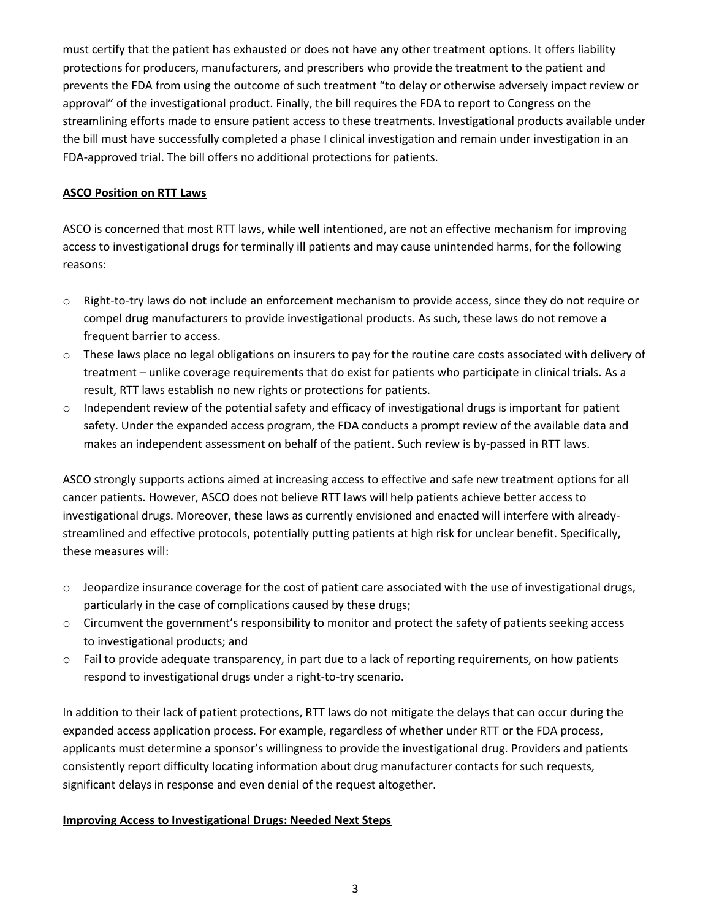must certify that the patient has exhausted or does not have any other treatment options. It offers liability protections for producers, manufacturers, and prescribers who provide the treatment to the patient and prevents the FDA from using the outcome of such treatment "to delay or otherwise adversely impact review or approval" of the investigational product. Finally, the bill requires the FDA to report to Congress on the streamlining efforts made to ensure patient access to these treatments. Investigational products available under the bill must have successfully completed a phase I clinical investigation and remain under investigation in an FDA-approved trial. The bill offers no additional protections for patients.

## ASCO Position on RTT Laws

ASCO is concerned that most RTT laws, while well intentioned, are not an effective mechanism for improving access to investigational drugs for terminally ill patients and may cause unintended harms, for the following reasons:

- Right-to-try laws do not include an enforcement mechanism to provide access, since they do not require or compel drug manufacturers to provide investigational products. As such, these laws do not remove a frequent barrier to access.
- These laws place no legal obligations on insurers to pay for the routine care costs associated with delivery of treatment – unlike coverage requirements that do exist for patients who participate in clinical trials. As a result, RTT laws establish no new rights or protections for patients.
- Independent review of the potential safety and efficacy of investigational drugs is important for patient safety. Under the expanded access program, the FDA conducts a prompt review of the available data and makes an independent assessment on behalf of the patient. Such review is by-passed in RTT laws.

ASCO strongly supports actions aimed at increasing access to effective and safe new treatment options for all cancer patients. However, ASCO does not believe RTT laws will help patients achieve better access to investigational drugs. Moreover, these laws as currently envisioned and enacted will interfere with already-streamlined and effective protocols, potentially putting patients at high risk for unclear benefit. Specifically, these measures will:

- Jeopardize insurance coverage for the cost of patient care associated with the use of investigational drugs, particularly in the case of complications caused by these drugs;
- Circumvent the government's responsibility to monitor and protect the safety of patients seeking access to investigational products; and
- Fail to provide adequate transparency, in part due to a lack of reporting requirements, on how patients respond to investigational drugs under a right-to-try scenario.

In addition to their lack of patient protections, RTT laws do not mitigate the delays that can occur during the expanded access application process. For example, regardless of whether under RTT or the FDA process, applicants must determine a sponsor's willingness to provide the investigational drug. Providers and patients consistently report difficulty locating information about drug manufacturer contacts for such requests, significant delays in response and even denial of the request altogether.

## Improving Access to Investigational Drugs: Needed Next Steps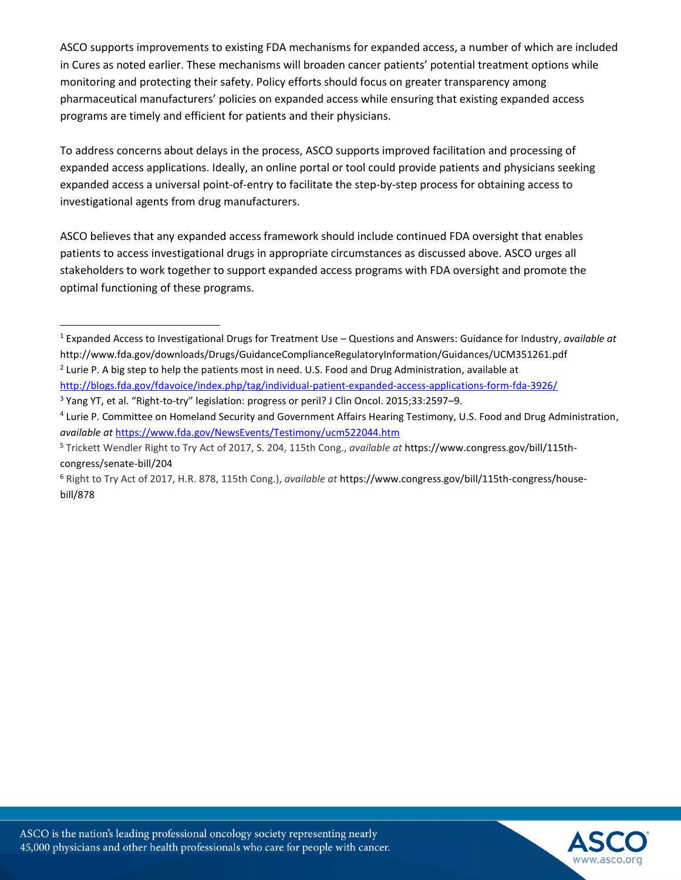ASCO supports improvements to existing FDA mechanisms for expanded access, a number of which are included in Cures as noted earlier. These mechanisms will broaden cancer patients' potential treatment options while monitoring and protecting their safety. Policy efforts should focus on greater transparency among pharmaceutical manufacturers' policies on expanded access while ensuring that existing expanded access programs are timely and efficient for patients and their physicians.

To address concerns about delays in the process, ASCO supports improved facilitation and processing of expanded access applications. Ideally, an online portal or tool could provide patients and physicians seeking expanded access a universal point-of-entry to facilitate the step-by-step process for obtaining access to investigational agents from drug manufacturers.

ASCO believes that any expanded access framework should include continued FDA oversight that enables patients to access investigational drugs in appropriate circumstances as discussed above. ASCO urges all stakeholders to work together to support expanded access programs with FDA oversight and promote the optimal functioning of these programs.

---

[1] Expanded Access to Investigational Drugs for Treatment Use – Questions and Answers: Guidance for Industry, *available at* http://www.fda.gov/downloads/Drugs/GuidanceComplianceRegulatoryInformation/Guidances/UCM351261.pdf

[2] Lurie P. A big step to help the patients most in need. U.S. Food and Drug Administration, available at http://blogs.fda.gov/fdavoice/index.php/tag/individual-patient-expanded-access-applications-form-fda-3926/

[3] Yang YT, et al. "Right-to-try" legislation: progress or peril? J Clin Oncol. 2015;33:2597–9.

[4] Lurie P. Committee on Homeland Security and Government Affairs Hearing Testimony, U.S. Food and Drug Administration, *available at* https://www.fda.gov/NewsEvents/Testimony/ucm522044.htm

[5] Trickett Wendler Right to Try Act of 2017, S. 204, 115th Cong., *available at* https://www.congress.gov/bill/115th-congress/senate-bill/204

[6] Right to Try Act of 2017, H.R. 878, 115th Cong.), *available at* https://www.congress.gov/bill/115th-congress/house-bill/878

ASCO is the nation's leading professional oncology society representing nearly 45,000 physicians and other health professionals who care for people with cancer.